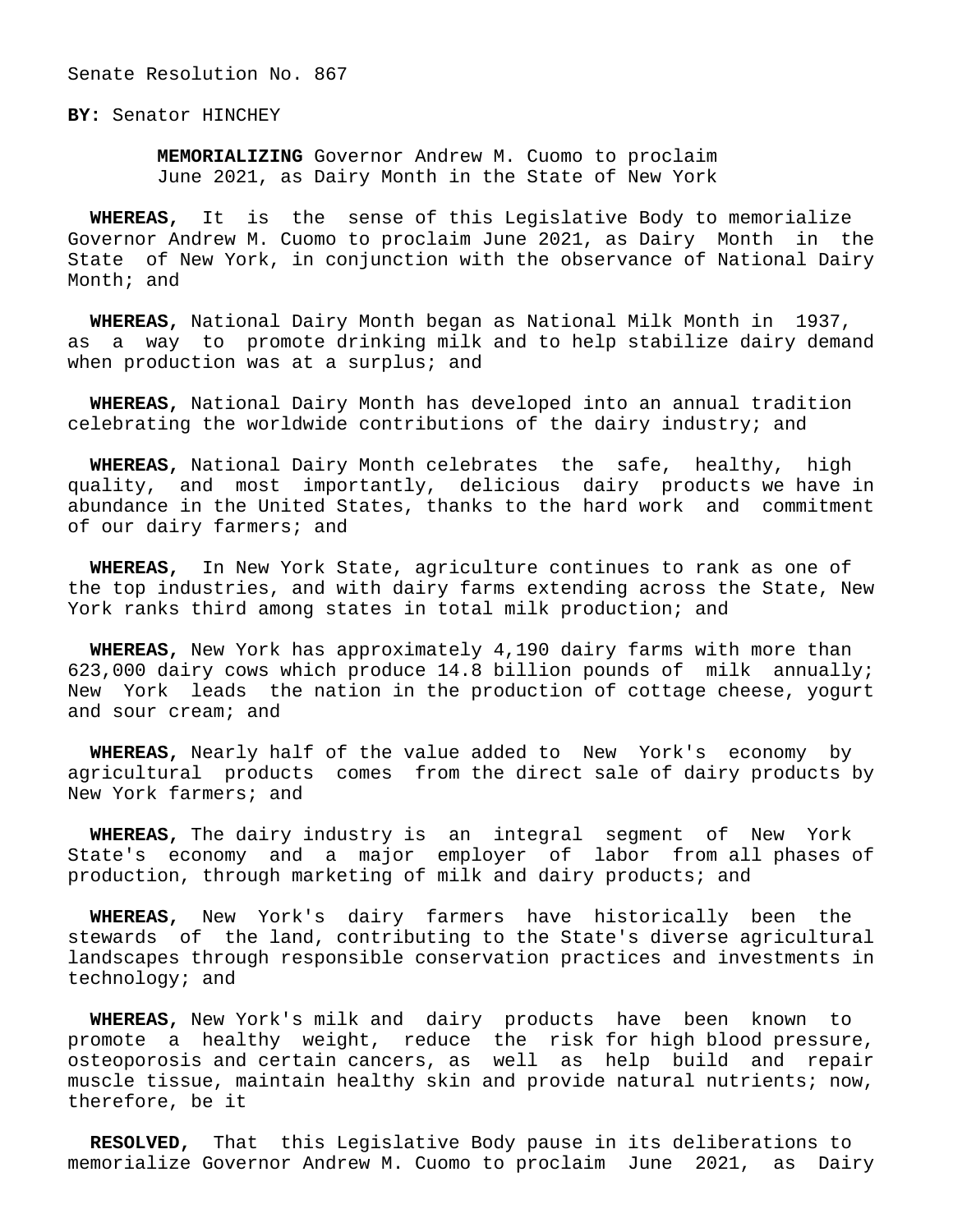Senate Resolution No. 867

**BY:** Senator HINCHEY

**MEMORIALIZING** Governor Andrew M. Cuomo to proclaim June 2021, as Dairy Month in the State of New York

**WHEREAS,** It is the sense of this Legislative Body to memorialize Governor Andrew M. Cuomo to proclaim June 2021, as Dairy Month in the State of New York, in conjunction with the observance of National Dairy Month; and

**WHEREAS,** National Dairy Month began as National Milk Month in 1937, as a way to promote drinking milk and to help stabilize dairy demand when production was at a surplus; and

**WHEREAS,** National Dairy Month has developed into an annual tradition celebrating the worldwide contributions of the dairy industry; and

**WHEREAS,** National Dairy Month celebrates the safe, healthy, high quality, and most importantly, delicious dairy products we have in abundance in the United States, thanks to the hard work and commitment of our dairy farmers; and

**WHEREAS,** In New York State, agriculture continues to rank as one of the top industries, and with dairy farms extending across the State, New York ranks third among states in total milk production; and

**WHEREAS,** New York has approximately 4,190 dairy farms with more than 623,000 dairy cows which produce 14.8 billion pounds of milk annually; New York leads the nation in the production of cottage cheese, yogurt and sour cream; and

**WHEREAS,** Nearly half of the value added to New York's economy by agricultural products comes from the direct sale of dairy products by New York farmers; and

**WHEREAS,** The dairy industry is an integral segment of New York State's economy and a major employer of labor from all phases of production, through marketing of milk and dairy products; and

**WHEREAS,** New York's dairy farmers have historically been the stewards of the land, contributing to the State's diverse agricultural landscapes through responsible conservation practices and investments in technology; and

**WHEREAS,** New York's milk and dairy products have been known to promote a healthy weight, reduce the risk for high blood pressure, osteoporosis and certain cancers, as well as help build and repair muscle tissue, maintain healthy skin and provide natural nutrients; now, therefore, be it

**RESOLVED,** That this Legislative Body pause in its deliberations to memorialize Governor Andrew M. Cuomo to proclaim June 2021, as Dairy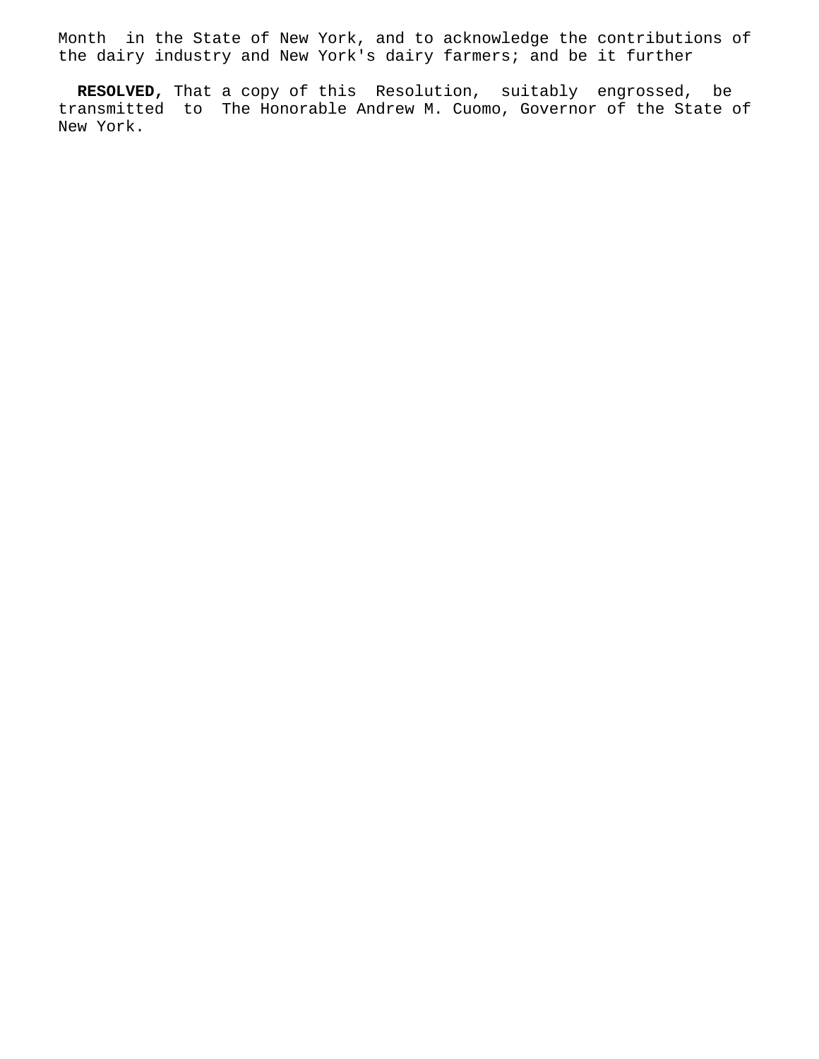Month in the State of New York, and to acknowledge the contributions of the dairy industry and New York's dairy farmers; and be it further

**RESOLVED,** That a copy of this Resolution, suitably engrossed, be transmitted to The Honorable Andrew M. Cuomo, Governor of the State of New York.